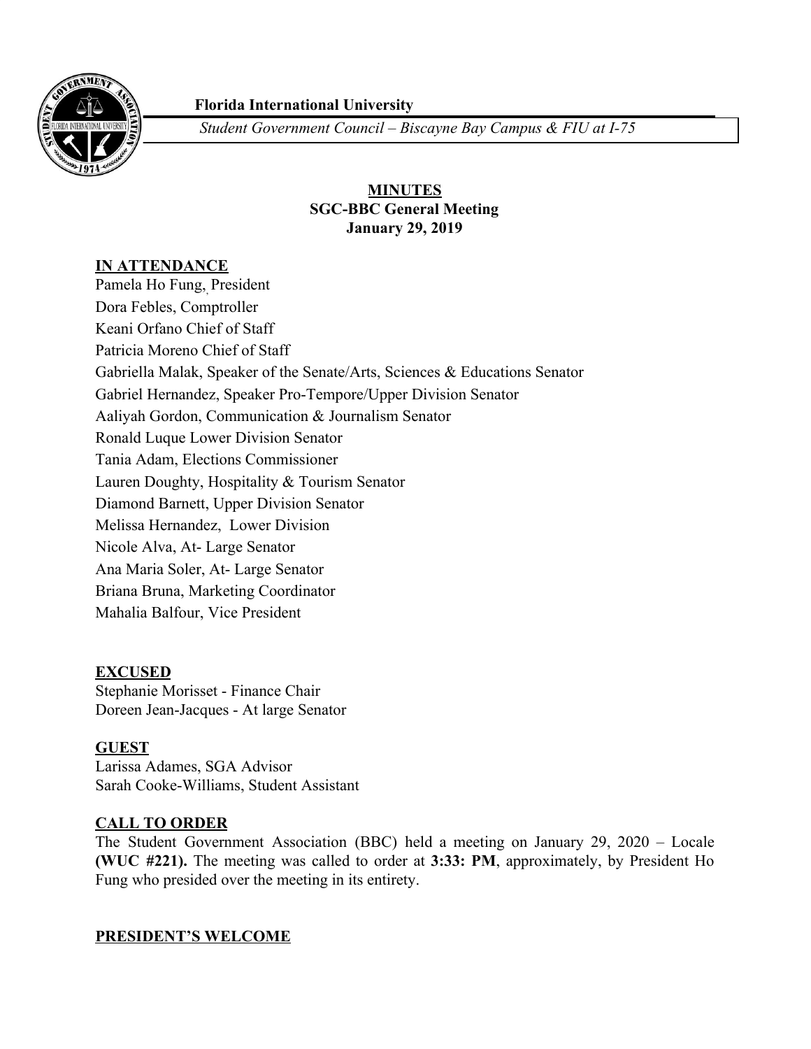**Florida International University**

*Student Government Council – Biscayne Bay Campus & FIU at I-75*

**MINUTES**
**SGC-BBC General Meeting**
**January 29, 2019**

## IN ATTENDANCE

Pamela Ho Fung, President
Dora Febles, Comptroller
Keani Orfano Chief of Staff
Patricia Moreno Chief of Staff
Gabriella Malak, Speaker of the Senate/Arts, Sciences & Educations Senator
Gabriel Hernandez, Speaker Pro-Tempore/Upper Division Senator
Aaliyah Gordon, Communication & Journalism Senator
Ronald Luque Lower Division Senator
Tania Adam, Elections Commissioner
Lauren Doughty, Hospitality & Tourism Senator
Diamond Barnett, Upper Division Senator
Melissa Hernandez, Lower Division
Nicole Alva, At- Large Senator
Ana Maria Soler, At- Large Senator
Briana Bruna, Marketing Coordinator
Mahalia Balfour, Vice President

## EXCUSED

Stephanie Morisset - Finance Chair
Doreen Jean-Jacques - At large Senator

## GUEST

Larissa Adames, SGA Advisor
Sarah Cooke-Williams, Student Assistant

## CALL TO ORDER

The Student Government Association (BBC) held a meeting on January 29, 2020 – Locale **(WUC #221).** The meeting was called to order at **3:33: PM**, approximately, by President Ho Fung who presided over the meeting in its entirety.

## PRESIDENT'S WELCOME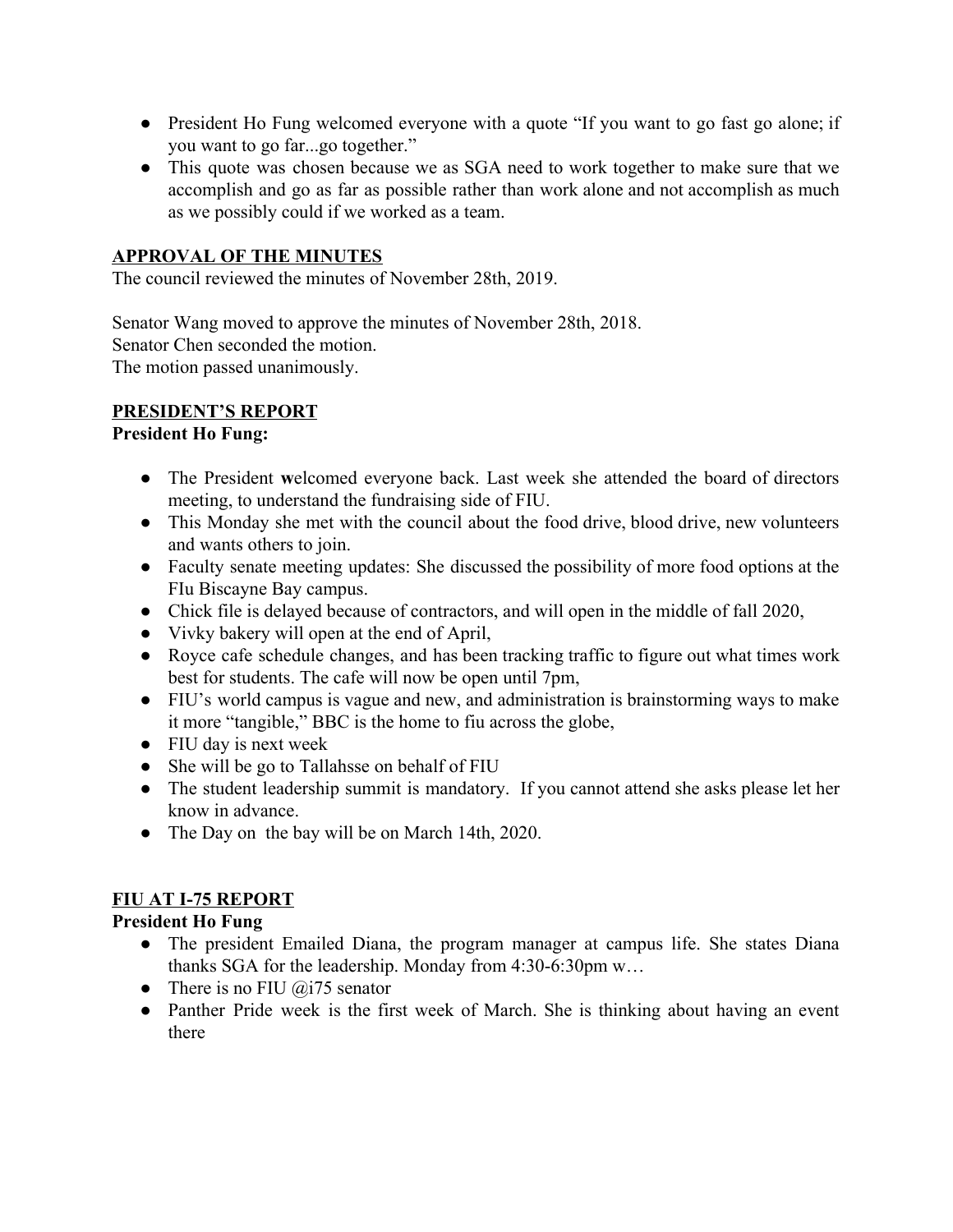- President Ho Fung welcomed everyone with a quote "If you want to go fast go alone; if you want to go far...go together."
- This quote was chosen because we as SGA need to work together to make sure that we accomplish and go as far as possible rather than work alone and not accomplish as much as we possibly could if we worked as a team.

## APPROVAL OF THE MINUTES

The council reviewed the minutes of November 28th, 2019.

Senator Wang moved to approve the minutes of November 28th, 2018.
Senator Chen seconded the motion.
The motion passed unanimously.

## PRESIDENT'S REPORT

**President Ho Fung:**

- The President **w**elcomed everyone back. Last week she attended the board of directors meeting, to understand the fundraising side of FIU.
- This Monday she met with the council about the food drive, blood drive, new volunteers and wants others to join.
- Faculty senate meeting updates: She discussed the possibility of more food options at the FIu Biscayne Bay campus.
- Chick file is delayed because of contractors, and will open in the middle of fall 2020,
- Vivky bakery will open at the end of April,
- Royce cafe schedule changes, and has been tracking traffic to figure out what times work best for students. The cafe will now be open until 7pm,
- FIU's world campus is vague and new, and administration is brainstorming ways to make it more "tangible," BBC is the home to fiu across the globe,
- FIU day is next week
- She will be go to Tallahsse on behalf of FIU
- The student leadership summit is mandatory. If you cannot attend she asks please let her know in advance.
- The Day on the bay will be on March 14th, 2020.

## FIU AT I-75 REPORT

**President Ho Fung**

- The president Emailed Diana, the program manager at campus life. She states Diana thanks SGA for the leadership. Monday from 4:30-6:30pm w…
- There is no FIU @i75 senator
- Panther Pride week is the first week of March. She is thinking about having an event there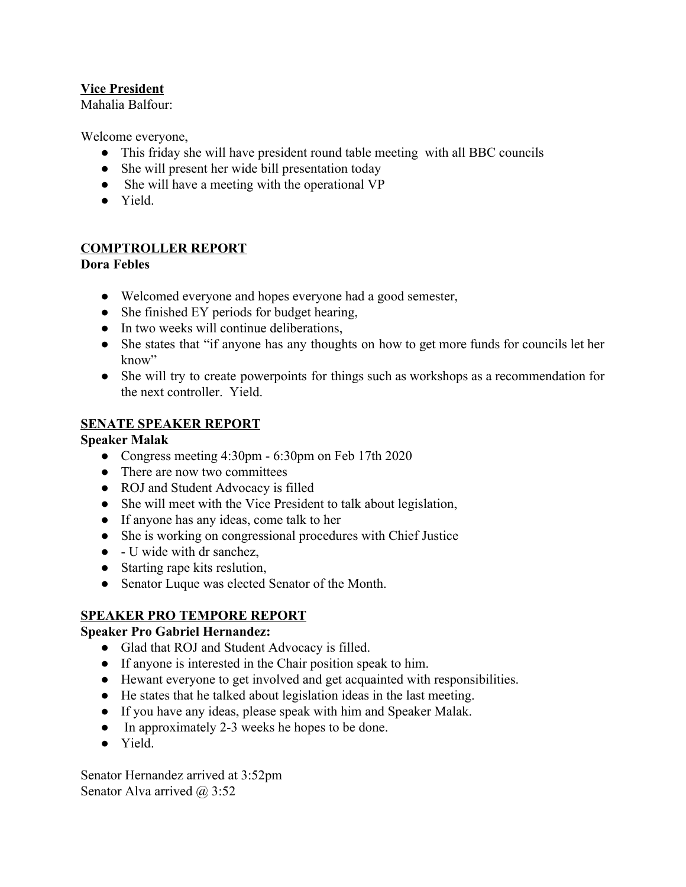**Vice President**

Mahalia Balfour:

Welcome everyone,

- This friday she will have president round table meeting with all BBC councils
- She will present her wide bill presentation today
- She will have a meeting with the operational VP
- Yield.

**COMPTROLLER REPORT**

**Dora Febles**

- Welcomed everyone and hopes everyone had a good semester,
- She finished EY periods for budget hearing,
- In two weeks will continue deliberations,
- She states that "if anyone has any thoughts on how to get more funds for councils let her know"
- She will try to create powerpoints for things such as workshops as a recommendation for the next controller. Yield.

**SENATE SPEAKER REPORT**

**Speaker Malak**

- Congress meeting 4:30pm - 6:30pm on Feb 17th 2020
- There are now two committees
- ROJ and Student Advocacy is filled
- She will meet with the Vice President to talk about legislation,
- If anyone has any ideas, come talk to her
- She is working on congressional procedures with Chief Justice
- - U wide with dr sanchez,
- Starting rape kits reslution,
- Senator Luque was elected Senator of the Month.

**SPEAKER PRO TEMPORE REPORT**

**Speaker Pro Gabriel Hernandez:**

- Glad that ROJ and Student Advocacy is filled.
- If anyone is interested in the Chair position speak to him.
- Hewant everyone to get involved and get acquainted with responsibilities.
- He states that he talked about legislation ideas in the last meeting.
- If you have any ideas, please speak with him and Speaker Malak.
- In approximately 2-3 weeks he hopes to be done.
- Yield.

Senator Hernandez arrived at 3:52pm

Senator Alva arrived @ 3:52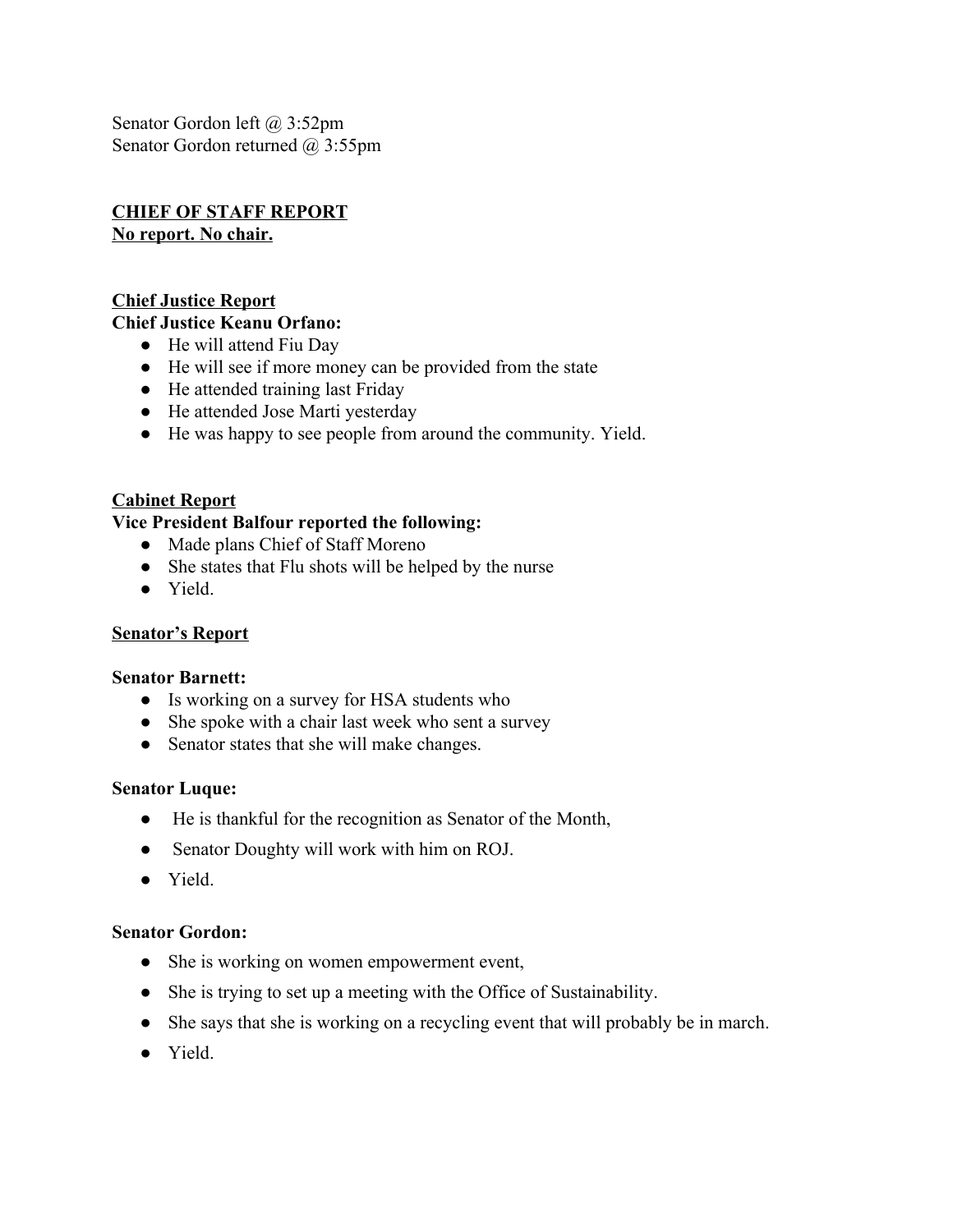Senator Gordon left @ 3:52pm
Senator Gordon returned @ 3:55pm

**CHIEF OF STAFF REPORT**
**No report. No chair.**

**Chief Justice Report**
**Chief Justice Keanu Orfano:**

- He will attend Fiu Day
- He will see if more money can be provided from the state
- He attended training last Friday
- He attended Jose Marti yesterday
- He was happy to see people from around the community. Yield.

**Cabinet Report**
**Vice President Balfour reported the following:**

- Made plans Chief of Staff Moreno
- She states that Flu shots will be helped by the nurse
- Yield.

**Senator's Report**

**Senator Barnett:**

- Is working on a survey for HSA students who
- She spoke with a chair last week who sent a survey
- Senator states that she will make changes.

**Senator Luque:**

- He is thankful for the recognition as Senator of the Month,
- Senator Doughty will work with him on ROJ.
- Yield.

**Senator Gordon:**

- She is working on women empowerment event,
- She is trying to set up a meeting with the Office of Sustainability.
- She says that she is working on a recycling event that will probably be in march.
- Yield.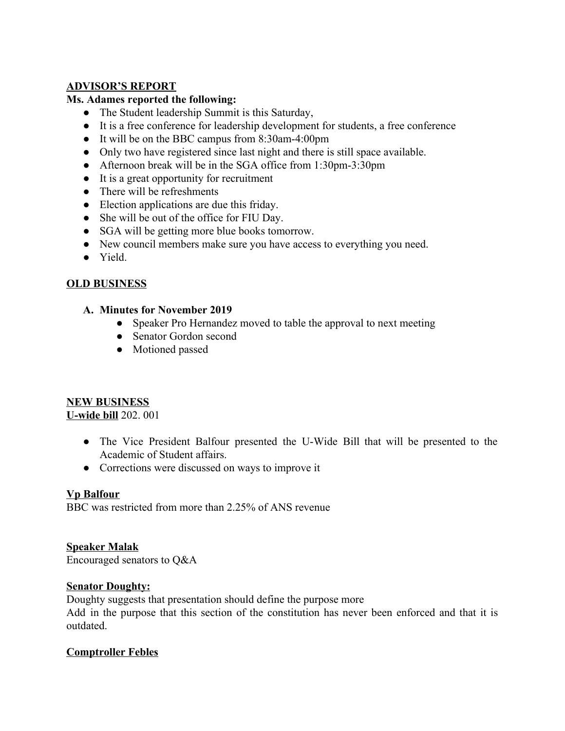**ADVISOR'S REPORT**

**Ms. Adames reported the following:**

- The Student leadership Summit is this Saturday,
- It is a free conference for leadership development for students, a free conference
- It will be on the BBC campus from 8:30am-4:00pm
- Only two have registered since last night and there is still space available.
- Afternoon break will be in the SGA office from 1:30pm-3:30pm
- It is a great opportunity for recruitment
- There will be refreshments
- Election applications are due this friday.
- She will be out of the office for FIU Day.
- SGA will be getting more blue books tomorrow.
- New council members make sure you have access to everything you need.
- Yield.

**OLD BUSINESS**

**A. Minutes for November 2019**

- Speaker Pro Hernandez moved to table the approval to next meeting
- Senator Gordon second
- Motioned passed

**NEW BUSINESS**

**U-wide bill** 202. 001

- The Vice President Balfour presented the U-Wide Bill that will be presented to the Academic of Student affairs.
- Corrections were discussed on ways to improve it

**Vp Balfour**

BBC was restricted from more than 2.25% of ANS revenue

**Speaker Malak**

Encouraged senators to Q&A

**Senator Doughty:**

Doughty suggests that presentation should define the purpose more

Add in the purpose that this section of the constitution has never been enforced and that it is outdated.

**Comptroller Febles**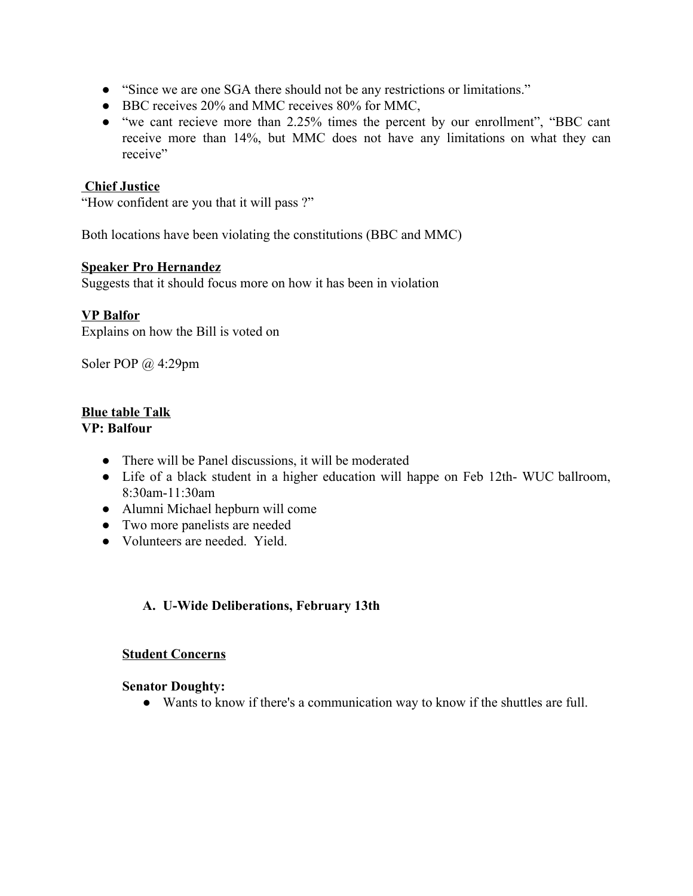- "Since we are one SGA there should not be any restrictions or limitations."
- BBC receives 20% and MMC receives 80% for MMC,
- "we cant recieve more than 2.25% times the percent by our enrollment", "BBC cant receive more than 14%, but MMC does not have any limitations on what they can receive"

**Chief Justice**

"How confident are you that it will pass ?"

Both locations have been violating the constitutions (BBC and MMC)

**Speaker Pro Hernandez**

Suggests that it should focus more on how it has been in violation

**VP Balfor**

Explains on how the Bill is voted on

Soler POP @ 4:29pm

**Blue table Talk**

**VP: Balfour**

- There will be Panel discussions, it will be moderated
- Life of a black student in a higher education will happe on Feb 12th- WUC ballroom, 8:30am-11:30am
- Alumni Michael hepburn will come
- Two more panelists are needed
- Volunteers are needed. Yield.

**A. U-Wide Deliberations, February 13th**

**Student Concerns**

**Senator Doughty:**

- Wants to know if there's a communication way to know if the shuttles are full.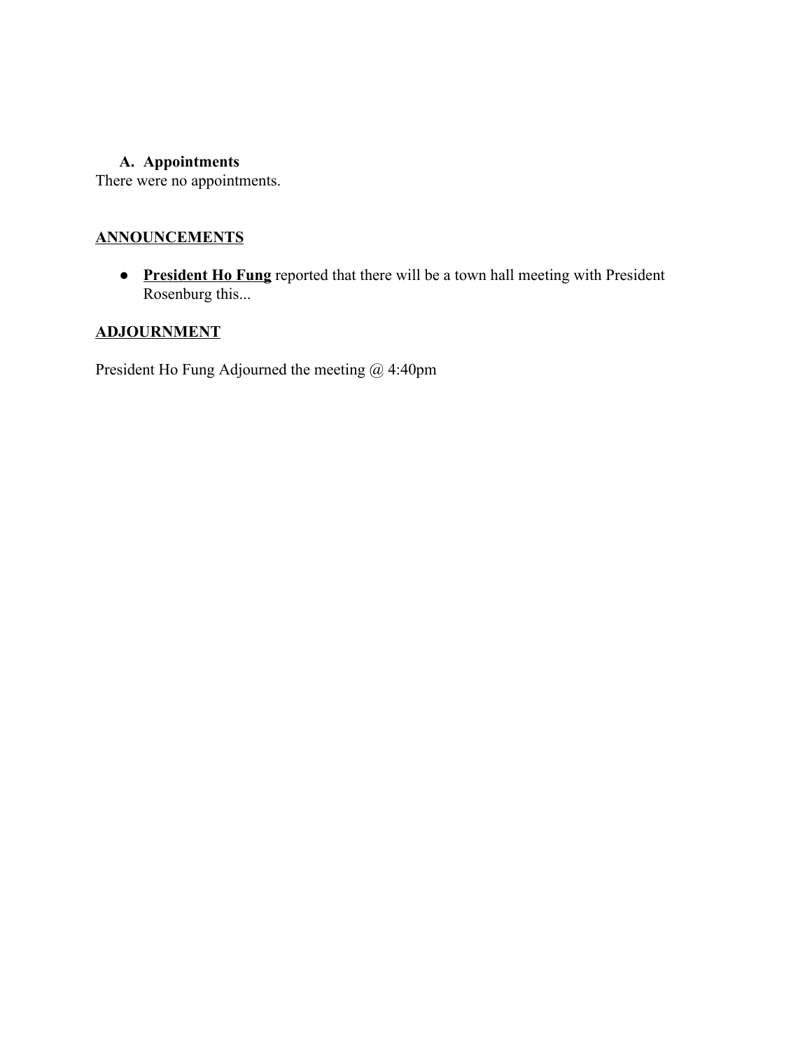### A. Appointments

There were no appointments.

## ANNOUNCEMENTS

- **President Ho Fung** reported that there will be a town hall meeting with President Rosenburg this...

## ADJOURNMENT

President Ho Fung Adjourned the meeting @ 4:40pm